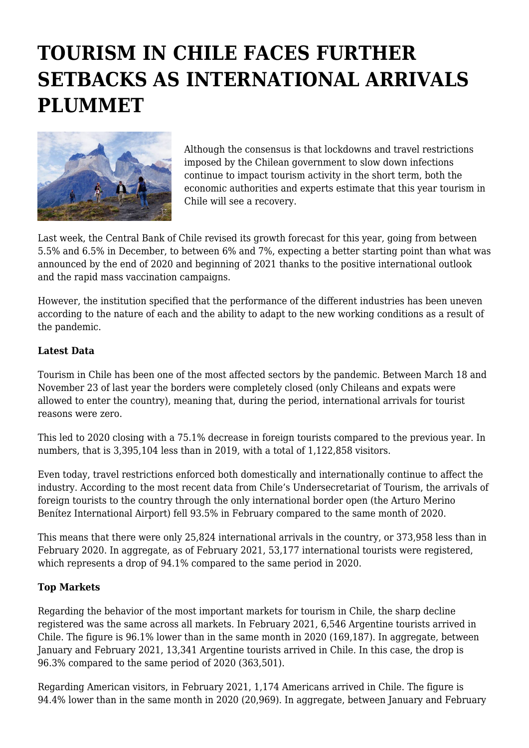# TOURISM IN CHILE FACES FURTHER SETBACKS AS INTERNATIONAL ARRIVALS PLUMMET

Although the consensus is that lockdowns and travel restrictions imposed by the Chilean government to slow down infections continue to impact tourism activity in the short term, both the economic authorities and experts estimate that this year tourism in Chile will see a recovery.

Last week, the Central Bank of Chile revised its growth forecast for this year, going from between 5.5% and 6.5% in December, to between 6% and 7%, expecting a better starting point than what was announced by the end of 2020 and beginning of 2021 thanks to the positive international outlook and the rapid mass vaccination campaigns.

However, the institution specified that the performance of the different industries has been uneven according to the nature of each and the ability to adapt to the new working conditions as a result of the pandemic.

**Latest Data**

Tourism in Chile has been one of the most affected sectors by the pandemic. Between March 18 and November 23 of last year the borders were completely closed (only Chileans and expats were allowed to enter the country), meaning that, during the period, international arrivals for tourist reasons were zero.

This led to 2020 closing with a 75.1% decrease in foreign tourists compared to the previous year. In numbers, that is 3,395,104 less than in 2019, with a total of 1,122,858 visitors.

Even today, travel restrictions enforced both domestically and internationally continue to affect the industry. According to the most recent data from Chile's Undersecretariat of Tourism, the arrivals of foreign tourists to the country through the only international border open (the Arturo Merino Benítez International Airport) fell 93.5% in February compared to the same month of 2020.

This means that there were only 25,824 international arrivals in the country, or 373,958 less than in February 2020. In aggregate, as of February 2021, 53,177 international tourists were registered, which represents a drop of 94.1% compared to the same period in 2020.

**Top Markets**

Regarding the behavior of the most important markets for tourism in Chile, the sharp decline registered was the same across all markets. In February 2021, 6,546 Argentine tourists arrived in Chile. The figure is 96.1% lower than in the same month in 2020 (169,187). In aggregate, between January and February 2021, 13,341 Argentine tourists arrived in Chile. In this case, the drop is 96.3% compared to the same period of 2020 (363,501).

Regarding American visitors, in February 2021, 1,174 Americans arrived in Chile. The figure is 94.4% lower than in the same month in 2020 (20,969). In aggregate, between January and February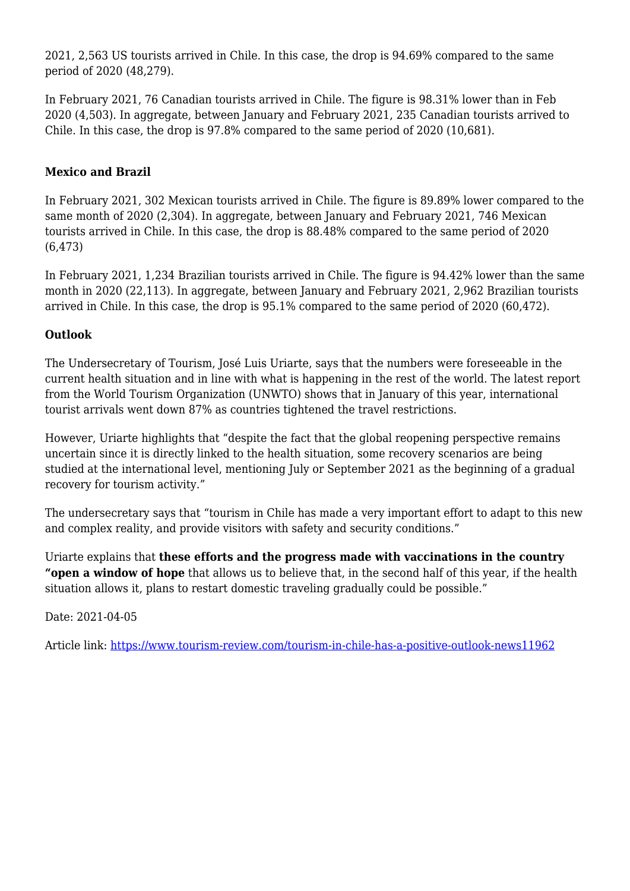2021, 2,563 US tourists arrived in Chile. In this case, the drop is 94.69% compared to the same period of 2020 (48,279).

In February 2021, 76 Canadian tourists arrived in Chile. The figure is 98.31% lower than in Feb 2020 (4,503). In aggregate, between January and February 2021, 235 Canadian tourists arrived to Chile. In this case, the drop is 97.8% compared to the same period of 2020 (10,681).

**Mexico and Brazil**

In February 2021, 302 Mexican tourists arrived in Chile. The figure is 89.89% lower compared to the same month of 2020 (2,304). In aggregate, between January and February 2021, 746 Mexican tourists arrived in Chile. In this case, the drop is 88.48% compared to the same period of 2020 (6,473)

In February 2021, 1,234 Brazilian tourists arrived in Chile. The figure is 94.42% lower than the same month in 2020 (22,113). In aggregate, between January and February 2021, 2,962 Brazilian tourists arrived in Chile. In this case, the drop is 95.1% compared to the same period of 2020 (60,472).

**Outlook**

The Undersecretary of Tourism, José Luis Uriarte, says that the numbers were foreseeable in the current health situation and in line with what is happening in the rest of the world. The latest report from the World Tourism Organization (UNWTO) shows that in January of this year, international tourist arrivals went down 87% as countries tightened the travel restrictions.

However, Uriarte highlights that "despite the fact that the global reopening perspective remains uncertain since it is directly linked to the health situation, some recovery scenarios are being studied at the international level, mentioning July or September 2021 as the beginning of a gradual recovery for tourism activity."

The undersecretary says that "tourism in Chile has made a very important effort to adapt to this new and complex reality, and provide visitors with safety and security conditions."

Uriarte explains that **these efforts and the progress made with vaccinations in the country "open a window of hope** that allows us to believe that, in the second half of this year, if the health situation allows it, plans to restart domestic traveling gradually could be possible."

Date: 2021-04-05

Article link: https://www.tourism-review.com/tourism-in-chile-has-a-positive-outlook-news11962